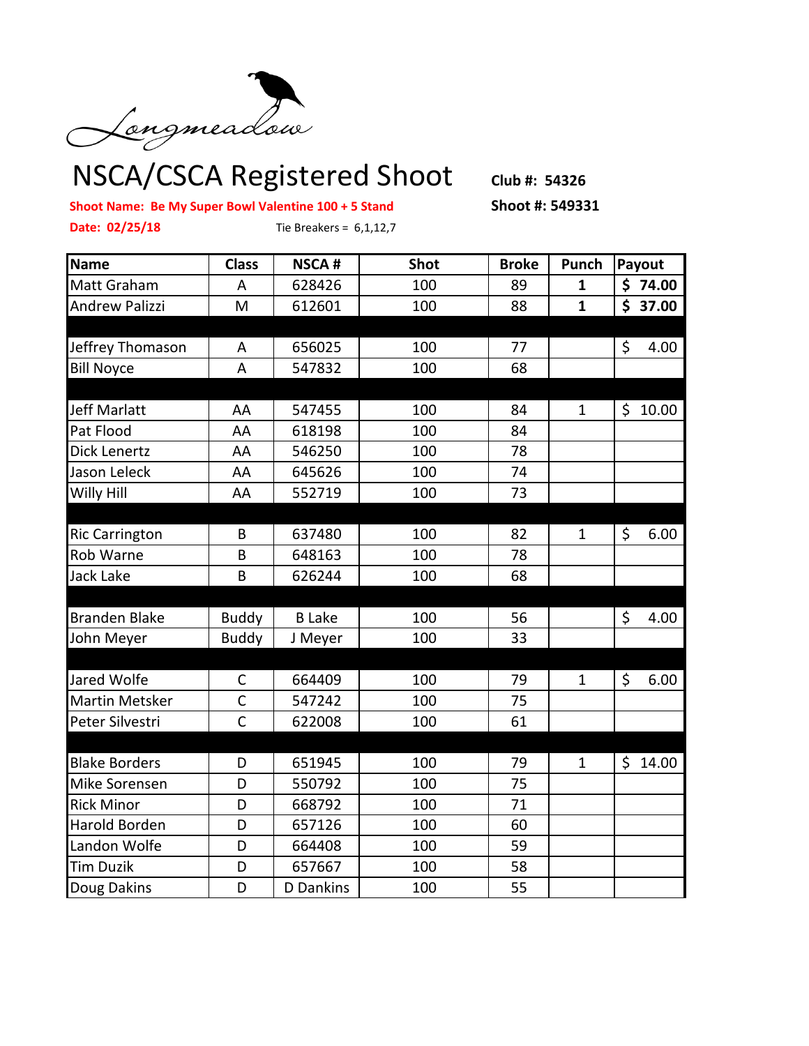Longmeadow

# NSCA/CSCA Registered Shoot

**Club #: 54326**

**Shoot #: 549331**

**Shoot Name: Be My Super Bowl Valentine 100 + 5 Stand**

**Date: 02/25/18**

Tie Breakers = 6,1,12,7

| Name | Class | NSCA # | Shot | Broke | Punch | Payout |
|---|---|---|---|---|---|---|
| Matt Graham | A | 628426 | 100 | 89 | **1** | **$ 74.00** |
| Andrew Palizzi | M | 612601 | 100 | 88 | **1** | **$ 37.00** |
| | | | | | | |
| Jeffrey Thomason | A | 656025 | 100 | 77 | | $ 4.00 |
| Bill Noyce | A | 547832 | 100 | 68 | | |
| | | | | | | |
| Jeff Marlatt | AA | 547455 | 100 | 84 | 1 | $ 10.00 |
| Pat Flood | AA | 618198 | 100 | 84 | | |
| Dick Lenertz | AA | 546250 | 100 | 78 | | |
| Jason Leleck | AA | 645626 | 100 | 74 | | |
| Willy Hill | AA | 552719 | 100 | 73 | | |
| | | | | | | |
| Ric Carrington | B | 637480 | 100 | 82 | 1 | $ 6.00 |
| Rob Warne | B | 648163 | 100 | 78 | | |
| Jack Lake | B | 626244 | 100 | 68 | | |
| | | | | | | |
| Branden Blake | Buddy | B Lake | 100 | 56 | | $ 4.00 |
| John Meyer | Buddy | J Meyer | 100 | 33 | | |
| | | | | | | |
| Jared Wolfe | C | 664409 | 100 | 79 | 1 | $ 6.00 |
| Martin Metsker | C | 547242 | 100 | 75 | | |
| Peter Silvestri | C | 622008 | 100 | 61 | | |
| | | | | | | |
| Blake Borders | D | 651945 | 100 | 79 | 1 | $ 14.00 |
| Mike Sorensen | D | 550792 | 100 | 75 | | |
| Rick Minor | D | 668792 | 100 | 71 | | |
| Harold Borden | D | 657126 | 100 | 60 | | |
| Landon Wolfe | D | 664408 | 100 | 59 | | |
| Tim Duzik | D | 657667 | 100 | 58 | | |
| Doug Dakins | D | D Dankins | 100 | 55 | | |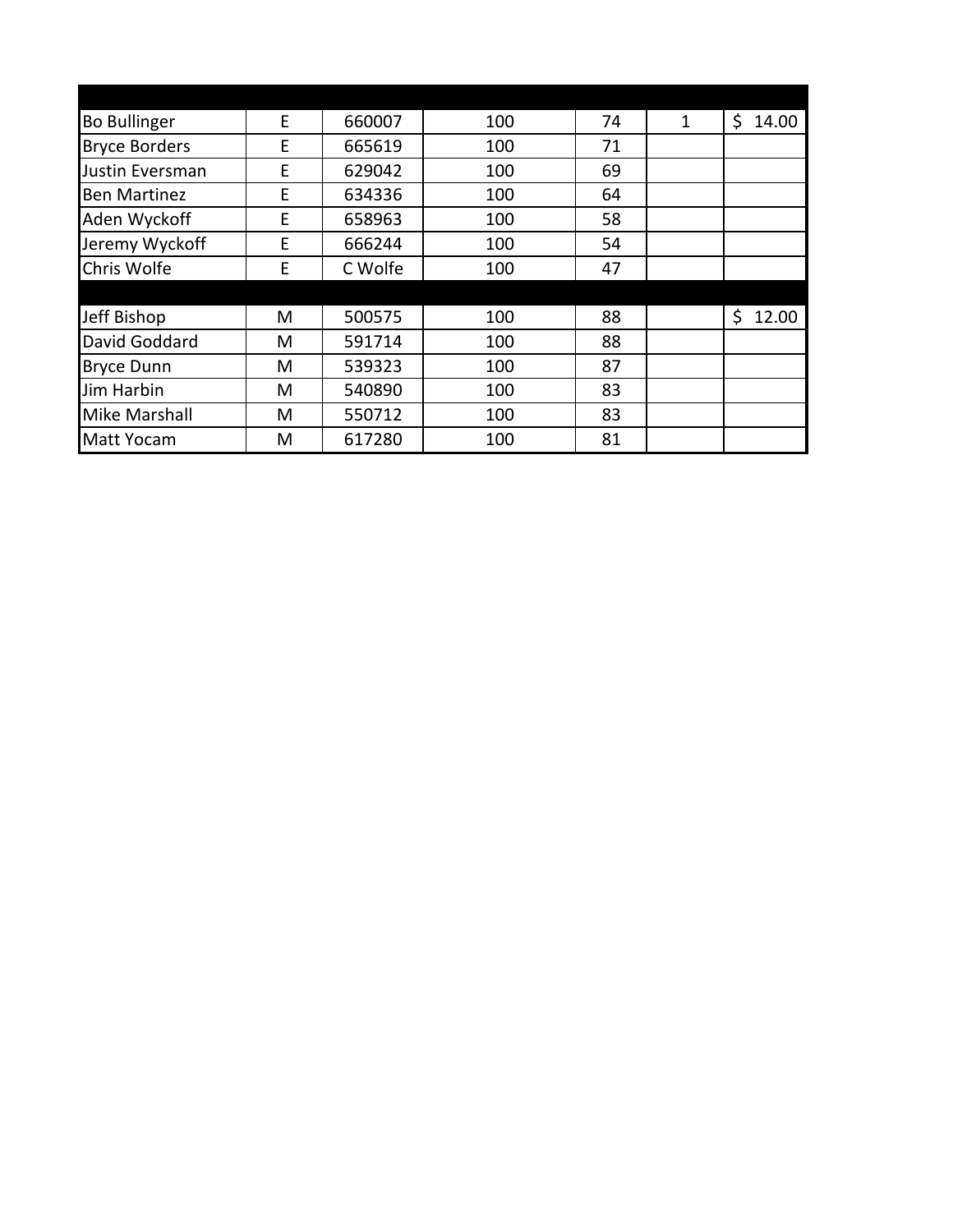| | | | | | | |
|---|---|---|---|---|---|---|
| | | | | | | |
| Bo Bullinger | E | 660007 | 100 | 74 | 1 | $ 14.00 |
| Bryce Borders | E | 665619 | 100 | 71 | | |
| Justin Eversman | E | 629042 | 100 | 69 | | |
| Ben Martinez | E | 634336 | 100 | 64 | | |
| Aden Wyckoff | E | 658963 | 100 | 58 | | |
| Jeremy Wyckoff | E | 666244 | 100 | 54 | | |
| Chris Wolfe | E | C Wolfe | 100 | 47 | | |
| | | | | | | |
| Jeff Bishop | M | 500575 | 100 | 88 | | $ 12.00 |
| David Goddard | M | 591714 | 100 | 88 | | |
| Bryce Dunn | M | 539323 | 100 | 87 | | |
| Jim Harbin | M | 540890 | 100 | 83 | | |
| Mike Marshall | M | 550712 | 100 | 83 | | |
| Matt Yocam | M | 617280 | 100 | 81 | | |